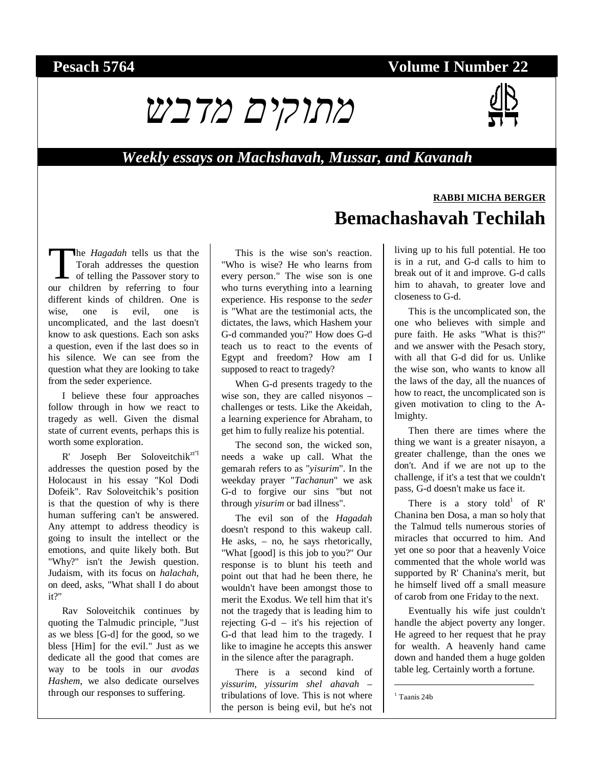**Pesach 5764** **Volume I Number 22**

# מתוקים מדבש

***Weekly essays on Machshavah, Mussar, and Kavanah***

**RABBI MICHA BERGER**

## Bemachashavah Techilah

The *Hagadah* tells us that the Torah addresses the question of telling the Passover story to our children by referring to four different kinds of children. One is wise, one is evil, one is uncomplicated, and the last doesn't know to ask questions. Each son asks a question, even if the last does so in his silence. We can see from the question what they are looking to take from the seder experience.

I believe these four approaches follow through in how we react to tragedy as well. Given the dismal state of current events, perhaps this is worth some exploration.

R' Joseph Ber Soloveitchik[zt"l] addresses the question posed by the Holocaust in his essay "Kol Dodi Dofeik". Rav Soloveitchik's position is that the question of why is there human suffering can't be answered. Any attempt to address theodicy is going to insult the intellect or the emotions, and quite likely both. But "Why?" isn't the Jewish question. Judaism, with its focus on *halachah*, on deed, asks, "What shall I do about it?"

Rav Soloveitchik continues by quoting the Talmudic principle, "Just as we bless [G-d] for the good, so we bless [Him] for the evil." Just as we dedicate all the good that comes are way to be tools in our *avodas Hashem*, we also dedicate ourselves through our responses to suffering.

This is the wise son's reaction. "Who is wise? He who learns from every person." The wise son is one who turns everything into a learning experience. His response to the *seder* is "What are the testimonial acts, the dictates, the laws, which Hashem your G-d commanded you?" How does G-d teach us to react to the events of Egypt and freedom? How am I supposed to react to tragedy?

When G-d presents tragedy to the wise son, they are called nisyonos – challenges or tests. Like the Akeidah, a learning experience for Abraham, to get him to fully realize his potential.

The second son, the wicked son, needs a wake up call. What the gemarah refers to as "*yisurim*". In the weekday prayer "*Tachanun*" we ask G-d to forgive our sins "but not through *yisurim* or bad illness".

The evil son of the *Hagadah* doesn't respond to this wakeup call. He asks, – no, he says rhetorically, "What [good] is this job to you?" Our response is to blunt his teeth and point out that had he been there, he wouldn't have been amongst those to merit the Exodus. We tell him that it's not the tragedy that is leading him to rejecting G-d – it's his rejection of G-d that lead him to the tragedy. I like to imagine he accepts this answer in the silence after the paragraph.

There is a second kind of *yissurim*, *yissurim shel ahavah* – tribulations of love. This is not where the person is being evil, but he's not living up to his full potential. He too is in a rut, and G-d calls to him to break out of it and improve. G-d calls him to ahavah, to greater love and closeness to G-d.

This is the uncomplicated son, the one who believes with simple and pure faith. He asks "What is this?" and we answer with the Pesach story, with all that G-d did for us. Unlike the wise son, who wants to know all the laws of the day, all the nuances of how to react, the uncomplicated son is given motivation to cling to the A-lmighty.

Then there are times where the thing we want is a greater nisayon, a greater challenge, than the ones we don't. And if we are not up to the challenge, if it's a test that we couldn't pass, G-d doesn't make us face it.

There is a story told[1] of R' Chanina ben Dosa, a man so holy that the Talmud tells numerous stories of miracles that occurred to him. And yet one so poor that a heavenly Voice commented that the whole world was supported by R' Chanina's merit, but he himself lived off a small measure of carob from one Friday to the next.

Eventually his wife just couldn't handle the abject poverty any longer. He agreed to her request that he pray for wealth. A heavenly hand came down and handed them a huge golden table leg. Certainly worth a fortune.

---

[1] Taanis 24b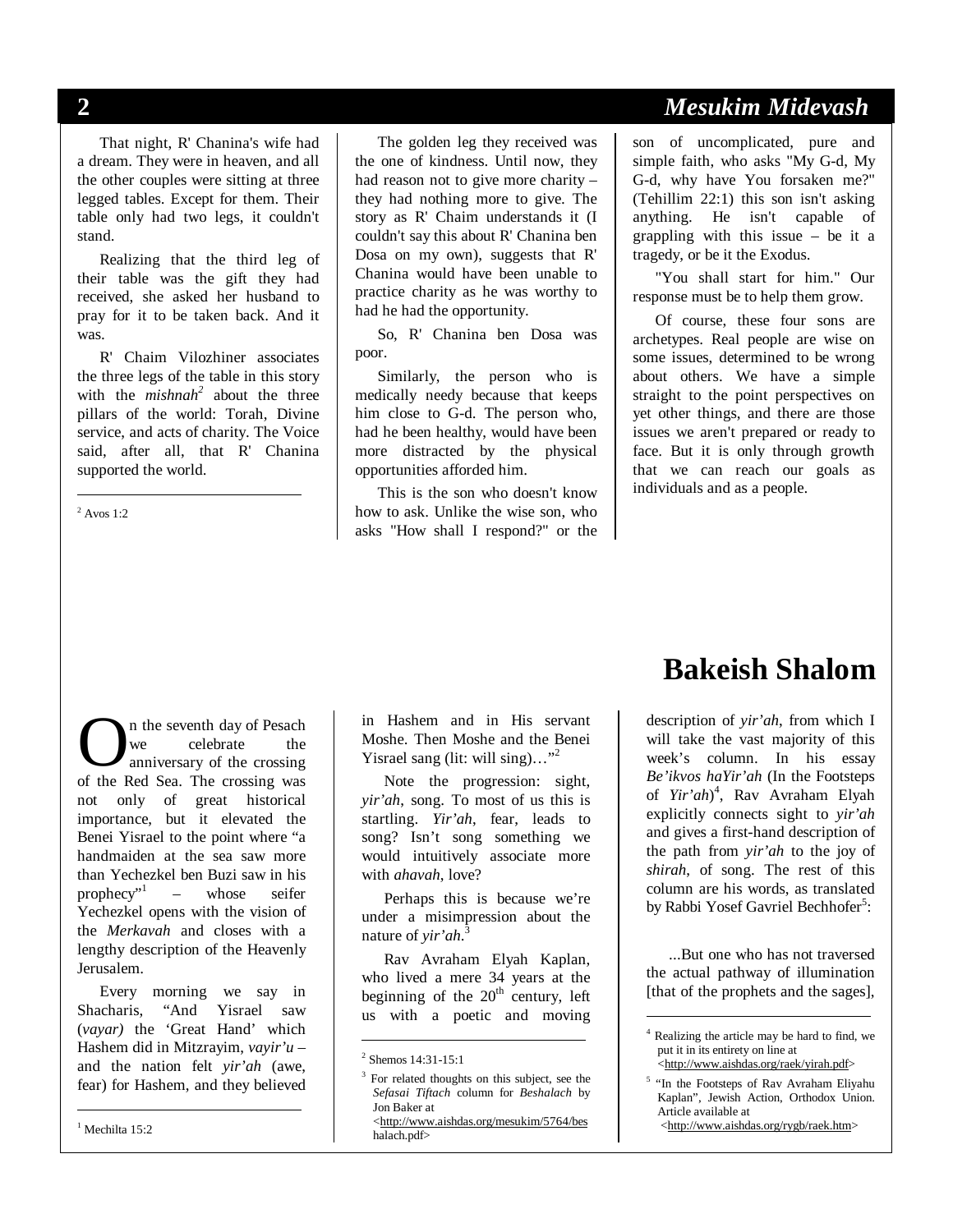That night, R' Chanina's wife had a dream. They were in heaven, and all the other couples were sitting at three legged tables. Except for them. Their table only had two legs, it couldn't stand.

Realizing that the third leg of their table was the gift they had received, she asked her husband to pray for it to be taken back. And it was.

R' Chaim Vilozhiner associates the three legs of the table in this story with the *mishnah*[2] about the three pillars of the world: Torah, Divine service, and acts of charity. The Voice said, after all, that R' Chanina supported the world.

[2] Avos 1:2

The golden leg they received was the one of kindness. Until now, they had reason not to give more charity – they had nothing more to give. The story as R' Chaim understands it (I couldn't say this about R' Chanina ben Dosa on my own), suggests that R' Chanina would have been unable to practice charity as he was worthy to had he had the opportunity.

So, R' Chanina ben Dosa was poor.

Similarly, the person who is medically needy because that keeps him close to G-d. The person who, had he been healthy, would have been more distracted by the physical opportunities afforded him.

This is the son who doesn't know how to ask. Unlike the wise son, who asks "How shall I respond?" or the son of uncomplicated, pure and simple faith, who asks "My G-d, My G-d, why have You forsaken me?" (Tehillim 22:1) this son isn't asking anything. He isn't capable of grappling with this issue – be it a tragedy, or be it the Exodus.

"You shall start for him." Our response must be to help them grow.

Of course, these four sons are archetypes. Real people are wise on some issues, determined to be wrong about others. We have a simple straight to the point perspectives on yet other things, and there are those issues we aren't prepared or ready to face. But it is only through growth that we can reach our goals as individuals and as a people.

# Bakeish Shalom

On the seventh day of Pesach we celebrate the anniversary of the crossing of the Red Sea. The crossing was not only of great historical importance, but it elevated the Benei Yisrael to the point where "a handmaiden at the sea saw more than Yechezkel ben Buzi saw in his prophecy"[1] – whose seifer Yechezkel opens with the vision of the *Merkavah* and closes with a lengthy description of the Heavenly Jerusalem.

Every morning we say in Shacharis, "And Yisrael saw (*vayar)* the 'Great Hand' which Hashem did in Mitzrayim, *vayir'u* – and the nation felt *yir'ah* (awe, fear) for Hashem, and they believed in Hashem and in His servant Moshe. Then Moshe and the Benei Yisrael sang (lit: will sing)…"[2]

[1] Mechilta 15:2

Note the progression: sight, *yir'ah*, song. To most of us this is startling. *Yir'ah*, fear, leads to song? Isn't song something we would intuitively associate more with *ahavah*, love?

Perhaps this is because we're under a misimpression about the nature of *yir'ah*.[3]

Rav Avraham Elyah Kaplan, who lived a mere 34 years at the beginning of the 20th century, left us with a poetic and moving description of *yir'ah*, from which I will take the vast majority of this week's column. In his essay *Be'ikvos haYir'ah* (In the Footsteps of *Yir'ah*)[4], Rav Avraham Elyah explicitly connects sight to *yir'ah* and gives a first-hand description of the path from *yir'ah* to the joy of *shirah*, of song. The rest of this column are his words, as translated by Rabbi Yosef Gavriel Bechhofer[5]:

[2] Shemos 14:31-15:1

[3] For related thoughts on this subject, see the *Sefasai Tiftach* column for *Beshalach* by Jon Baker at <http://www.aishdas.org/mesukim/5764/beshalach.pdf>

...But one who has not traversed the actual pathway of illumination [that of the prophets and the sages],

[4] Realizing the article may be hard to find, we put it in its entirety on line at <http://www.aishdas.org/raek/yirah.pdf>

[5] "In the Footsteps of Rav Avraham Eliyahu Kaplan", Jewish Action, Orthodox Union. Article available at <http://www.aishdas.org/rygb/raek.htm>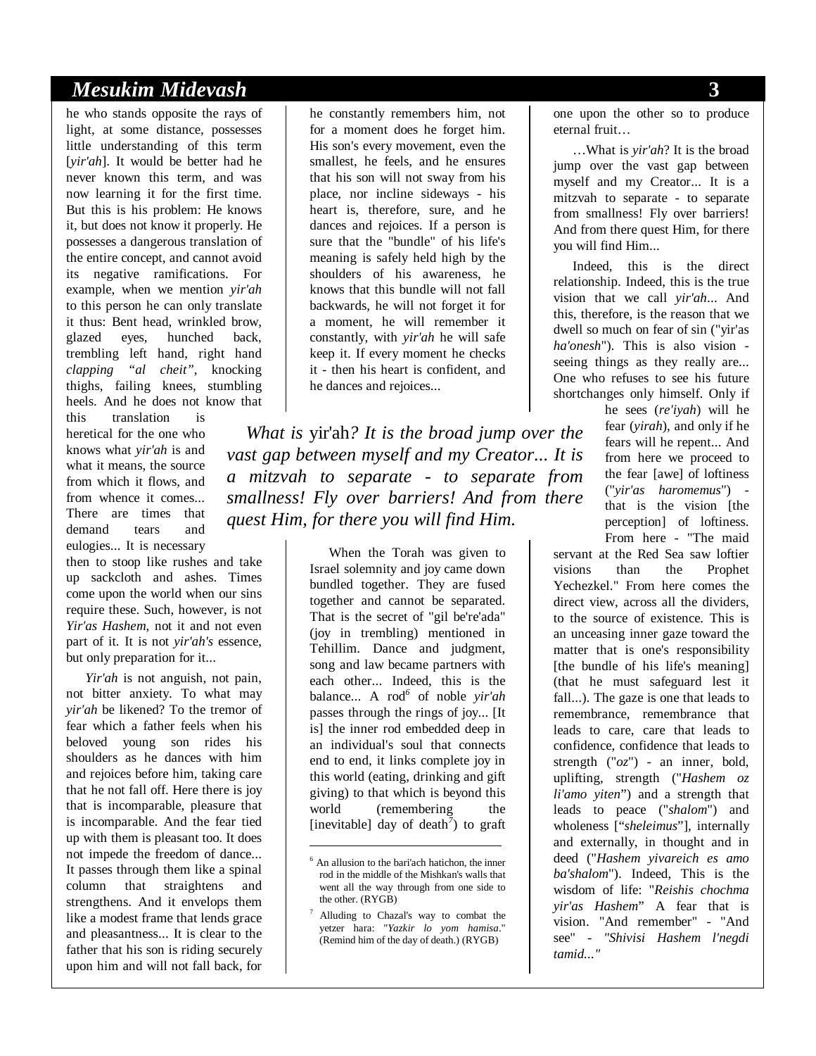he who stands opposite the rays of light, at some distance, possesses little understanding of this term [*yir'ah*]. It would be better had he never known this term, and was now learning it for the first time. But this is his problem: He knows it, but does not know it properly. He possesses a dangerous translation of the entire concept, and cannot avoid its negative ramifications. For example, when we mention *yir'ah* to this person he can only translate it thus: Bent head, wrinkled brow, glazed eyes, hunched back, trembling left hand, right hand *clapping "al cheit"*, knocking thighs, failing knees, stumbling heels. And he does not know that this translation is heretical for the one who knows what *yir'ah* is and what it means, the source from which it flows, and from whence it comes... There are times that demand tears and eulogies... It is necessary then to stoop like rushes and take up sackcloth and ashes. Times come upon the world when our sins require these. Such, however, is not *Yir'as Hashem*, not it and not even part of it. It is not *yir'ah's* essence, but only preparation for it...

*Yir'ah* is not anguish, not pain, not bitter anxiety. To what may *yir'ah* be likened? To the tremor of fear which a father feels when his beloved young son rides his shoulders as he dances with him and rejoices before him, taking care that he not fall off. Here there is joy that is incomparable, pleasure that is incomparable. And the fear tied up with them is pleasant too. It does not impede the freedom of dance... It passes through them like a spinal column that straightens and strengthens. And it envelops them like a modest frame that lends grace and pleasantness... It is clear to the father that his son is riding securely upon him and will not fall back, for he constantly remembers him, not for a moment does he forget him. His son's every movement, even the smallest, he feels, and he ensures that his son will not sway from his place, nor incline sideways - his heart is, therefore, sure, and he dances and rejoices. If a person is sure that the "bundle" of his life's meaning is safely held high by the shoulders of his awareness, he knows that this bundle will not fall backwards, he will not forget it for a moment, he will remember it constantly, with *yir'ah* he will safe keep it. If every moment he checks it - then his heart is confident, and he dances and rejoices...

> *What is* yir'ah*? It is the broad jump over the vast gap between myself and my Creator... It is a mitzvah to separate - to separate from smallness! Fly over barriers! And from there quest Him, for there you will find Him.*

When the Torah was given to Israel solemnity and joy came down bundled together. They are fused together and cannot be separated. That is the secret of "gil be're'ada" (joy in trembling) mentioned in Tehillim. Dance and judgment, song and law became partners with each other... Indeed, this is the balance... A rod[6] of noble *yir'ah* passes through the rings of joy... [It is] the inner rod embedded deep in an individual's soul that connects end to end, it links complete joy in this world (eating, drinking and gift giving) to that which is beyond this world (remembering the [inevitable] day of death[7]) to graft one upon the other so to produce eternal fruit…

…What is *yir'ah*? It is the broad jump over the vast gap between myself and my Creator... It is a mitzvah to separate - to separate from smallness! Fly over barriers! And from there quest Him, for there you will find Him...

Indeed, this is the direct relationship. Indeed, this is the true vision that we call *yir'ah*... And this, therefore, is the reason that we dwell so much on fear of sin ("yir'as *ha'onesh*"). This is also vision - seeing things as they really are... One who refuses to see his future shortchanges only himself. Only if he sees (*re'iyah*) will he fear (*yirah*), and only if he fears will he repent... And from here we proceed to the fear [awe] of loftiness ("*yir'as haromemus*") - that is the vision [the perception] of loftiness. From here - "The maid servant at the Red Sea saw loftier visions than the Prophet Yechezkel." From here comes the direct view, across all the dividers, to the source of existence. This is an unceasing inner gaze toward the matter that is one's responsibility [the bundle of his life's meaning] (that he must safeguard lest it fall...). The gaze is one that leads to remembrance, remembrance that leads to care, care that leads to confidence, confidence that leads to strength ("*oz*") - an inner, bold, uplifting, strength ("*Hashem oz li'amo yiten*") and a strength that leads to peace ("*shalom*") and wholeness ["*sheleimus*"], internally and externally, in thought and in deed ("*Hashem yivareich es amo ba'shalom*"). Indeed, This is the wisdom of life: "*Reishis chochma yir'as Hashem*" A fear that is vision. "And remember" - "And see" - *"Shivisi Hashem l'negdi tamid..."*

---

[6] An allusion to the bari'ach hatichon, the inner rod in the middle of the Mishkan's walls that went all the way through from one side to the other. (RYGB)

[7] Alluding to Chazal's way to combat the yetzer hara: "*Yazkir lo yom hamisa*." (Remind him of the day of death.) (RYGB)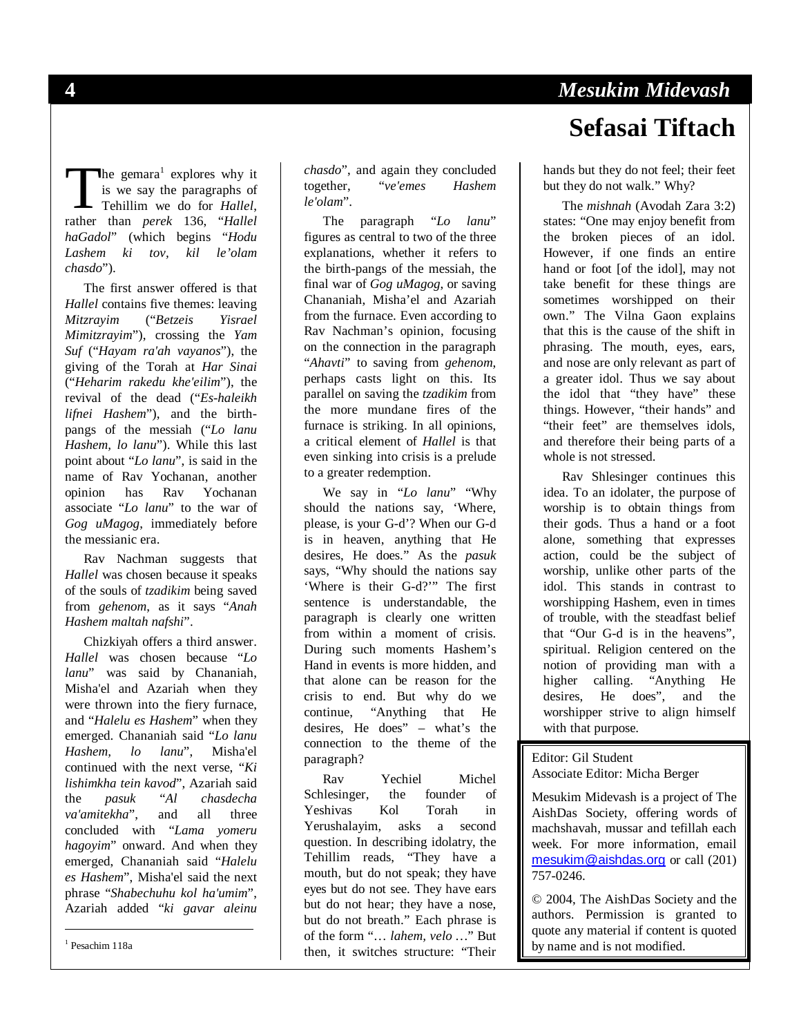# Sefasai Tiftach

The gemara[1] explores why it is we say the paragraphs of Tehillim we do for *Hallel*, rather than *perek* 136, "*Hallel haGadol*" (which begins "*Hodu Lashem ki tov, kil le'olam chasdo*").

The first answer offered is that *Hallel* contains five themes: leaving *Mitzrayim* ("*Betzeis Yisrael Mimitzrayim*"), crossing the *Yam Suf* ("*Hayam ra'ah vayanos*"), the giving of the Torah at *Har Sinai* ("*Heharim rakedu khe'eilim*"), the revival of the dead ("*Es-haleikh lifnei Hashem*"), and the birth-pangs of the messiah ("*Lo lanu Hashem, lo lanu*"). While this last point about "*Lo lanu*", is said in the name of Rav Yochanan, another opinion has Rav Yochanan associate "*Lo lanu*" to the war of *Gog uMagog*, immediately before the messianic era.

Rav Nachman suggests that *Hallel* was chosen because it speaks of the souls of *tzadikim* being saved from *gehenom*, as it says "*Anah Hashem maltah nafshi*".

Chizkiyah offers a third answer. *Hallel* was chosen because "*Lo lanu*" was said by Chananiah, Misha'el and Azariah when they were thrown into the fiery furnace, and "*Halelu es Hashem*" when they emerged. Chananiah said "*Lo lanu Hashem, lo lanu*", Misha'el continued with the next verse, "*Ki lishimkha tein kavod*", Azariah said the *pasuk* "*Al chasdecha va'amitekha*", and all three concluded with "*Lama yomeru hagoyim*" onward. And when they emerged, Chananiah said "*Halelu es Hashem*", Misha'el said the next phrase "*Shabechuhu kol ha'umim*", Azariah added "*ki gavar aleinu chasdo*", and again they concluded together, "*ve'emes Hashem le'olam*".

The paragraph "*Lo lanu*" figures as central to two of the three explanations, whether it refers to the birth-pangs of the messiah, the final war of *Gog uMagog*, or saving Chananiah, Misha'el and Azariah from the furnace. Even according to Rav Nachman's opinion, focusing on the connection in the paragraph "*Ahavti*" to saving from *gehenom*, perhaps casts light on this. Its parallel on saving the *tzadikim* from the more mundane fires of the furnace is striking. In all opinions, a critical element of *Hallel* is that even sinking into crisis is a prelude to a greater redemption.

We say in "*Lo lanu*" "Why should the nations say, 'Where, please, is your G-d'? When our G-d is in heaven, anything that He desires, He does." As the *pasuk* says, "Why should the nations say 'Where is their G-d?'" The first sentence is understandable, the paragraph is clearly one written from within a moment of crisis. During such moments Hashem's Hand in events is more hidden, and that alone can be reason for the crisis to end. But why do we continue, "Anything that He desires, He does" – what's the connection to the theme of the paragraph?

Rav Yechiel Michel Schlesinger, the founder of Yeshivas Kol Torah in Yerushalayim, asks a second question. In describing idolatry, the Tehillim reads, "They have a mouth, but do not speak; they have eyes but do not see. They have ears but do not hear; they have a nose, but do not breath." Each phrase is of the form "… *lahem, velo* …" But then, it switches structure: "Their hands but they do not feel; their feet but they do not walk." Why?

The *mishnah* (Avodah Zara 3:2) states: "One may enjoy benefit from the broken pieces of an idol. However, if one finds an entire hand or foot [of the idol], may not take benefit for these things are sometimes worshipped on their own." The Vilna Gaon explains that this is the cause of the shift in phrasing. The mouth, eyes, ears, and nose are only relevant as part of a greater idol. Thus we say about the idol that "they have" these things. However, "their hands" and "their feet" are themselves idols, and therefore their being parts of a whole is not stressed.

Rav Shlesinger continues this idea. To an idolater, the purpose of worship is to obtain things from their gods. Thus a hand or a foot alone, something that expresses action, could be the subject of worship, unlike other parts of the idol. This stands in contrast to worshipping Hashem, even in times of trouble, with the steadfast belief that "Our G-d is in the heavens", spiritual. Religion centered on the notion of providing man with a higher calling. "Anything He desires, He does", and the worshipper strive to align himself with that purpose.

---

[1] Pesachim 118a

---

Editor: Gil Student
Associate Editor: Micha Berger

Mesukim Midevash is a project of The AishDas Society, offering words of machshavah, mussar and tefillah each week. For more information, email mesukim@aishdas.org or call (201) 757-0246.

© 2004, The AishDas Society and the authors. Permission is granted to quote any material if content is quoted by name and is not modified.